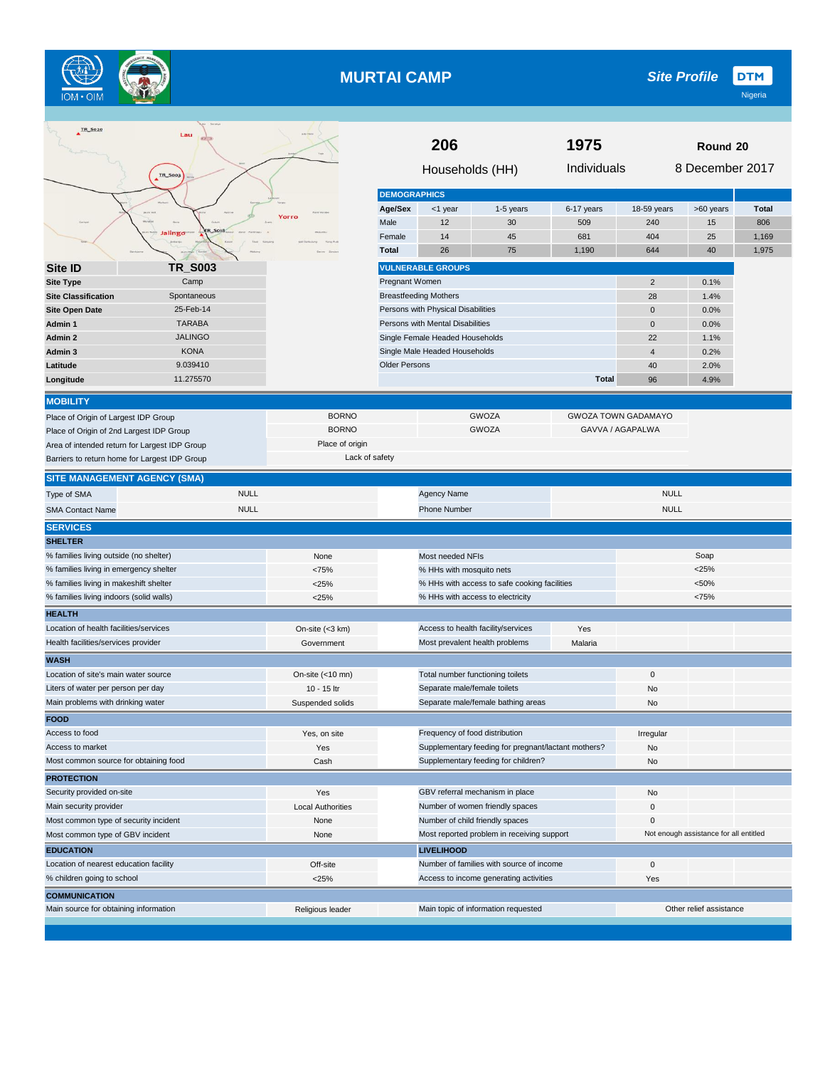# MURTAI CAMP

**Site Profile** — DTM Nigeria

| 206 | 1975 | Round 20 |
|---|---|---|
| Households (HH) | Individuals | 8 December 2017 |

| Site ID | TR_S003 |
|---|---|
| Site Type | Camp |
| Site Classification | Spontaneous |
| Site Open Date | 25-Feb-14 |
| Admin 1 | TARABA |
| Admin 2 | JALINGO |
| Admin 3 | KONA |
| Latitude | 9.039410 |
| Longitude | 11.275570 |

## DEMOGRAPHICS

| Age/Sex | <1 year | 1-5 years | 6-17 years | 18-59 years | >60 years | Total |
|---|---|---|---|---|---|---|
| Male | 12 | 30 | 509 | 240 | 15 | 806 |
| Female | 14 | 45 | 681 | 404 | 25 | 1,169 |
| Total | 26 | 75 | 1,190 | 644 | 40 | 1,975 |

## VULNERABLE GROUPS

| Group | Number | % |
|---|---|---|
| Pregnant Women | 2 | 0.1% |
| Breastfeeding Mothers | 28 | 1.4% |
| Persons with Physical Disabilities | 0 | 0.0% |
| Persons with Mental Disabilities | 0 | 0.0% |
| Single Female Headed Households | 22 | 1.1% |
| Single Male Headed Households | 4 | 0.2% |
| Older Persons | 40 | 2.0% |
| Total | 96 | 4.9% |

## MOBILITY

| | | | |
|---|---|---|---|
| Place of Origin of Largest IDP Group | BORNO | GWOZA | GWOZA TOWN GADAMAYO |
| Place of Origin of 2nd Largest IDP Group | BORNO | GWOZA | GAVVA / AGAPALWA |
| Area of intended return for Largest IDP Group | Place of origin | | |
| Barriers to return home for Largest IDP Group | Lack of safety | | |

## SITE MANAGEMENT AGENCY (SMA)

| | | | |
|---|---|---|---|
| Type of SMA | NULL | Agency Name | NULL |
| SMA Contact Name | NULL | Phone Number | NULL |

## SERVICES

### SHELTER

| | | | |
|---|---|---|---|
| % families living outside (no shelter) | None | Most needed NFIs | Soap |
| % families living in emergency shelter | <75% | % HHs with mosquito nets | <25% |
| % families living in makeshift shelter | <25% | % HHs with access to safe cooking facilities | <50% |
| % families living indoors (solid walls) | <25% | % HHs with access to electricity | <75% |

### HEALTH

| | | | |
|---|---|---|---|
| Location of health facilities/services | On-site (<3 km) | Access to health facility/services | Yes |
| Health facilities/services provider | Government | Most prevalent health problems | Malaria |

### WASH

| | | | |
|---|---|---|---|
| Location of site's main water source | On-site (<10 mn) | Total number functioning toilets | 0 |
| Liters of water per person per day | 10 - 15 ltr | Separate male/female toilets | No |
| Main problems with drinking water | Suspended solids | Separate male/female bathing areas | No |

### FOOD

| | | | |
|---|---|---|---|
| Access to food | Yes, on site | Frequency of food distribution | Irregular |
| Access to market | Yes | Supplementary feeding for pregnant/lactant mothers? | No |
| Most common source for obtaining food | Cash | Supplementary feeding for children? | No |

### PROTECTION

| | | | |
|---|---|---|---|
| Security provided on-site | Yes | GBV referral mechanism in place | No |
| Main security provider | Local Authorities | Number of women friendly spaces | 0 |
| Most common type of security incident | None | Number of child friendly spaces | 0 |
| Most common type of GBV incident | None | Most reported problem in receiving support | Not enough assistance for all entitled |

### EDUCATION

| | |
|---|---|
| Location of nearest education facility | Off-site |
| % children going to school | <25% |

### LIVELIHOOD

| | |
|---|---|
| Number of families with source of income | 0 |
| Access to income generating activities | Yes |

### COMMUNICATION

| | | | |
|---|---|---|---|
| Main source for obtaining information | Religious leader | Main topic of information requested | Other relief assistance |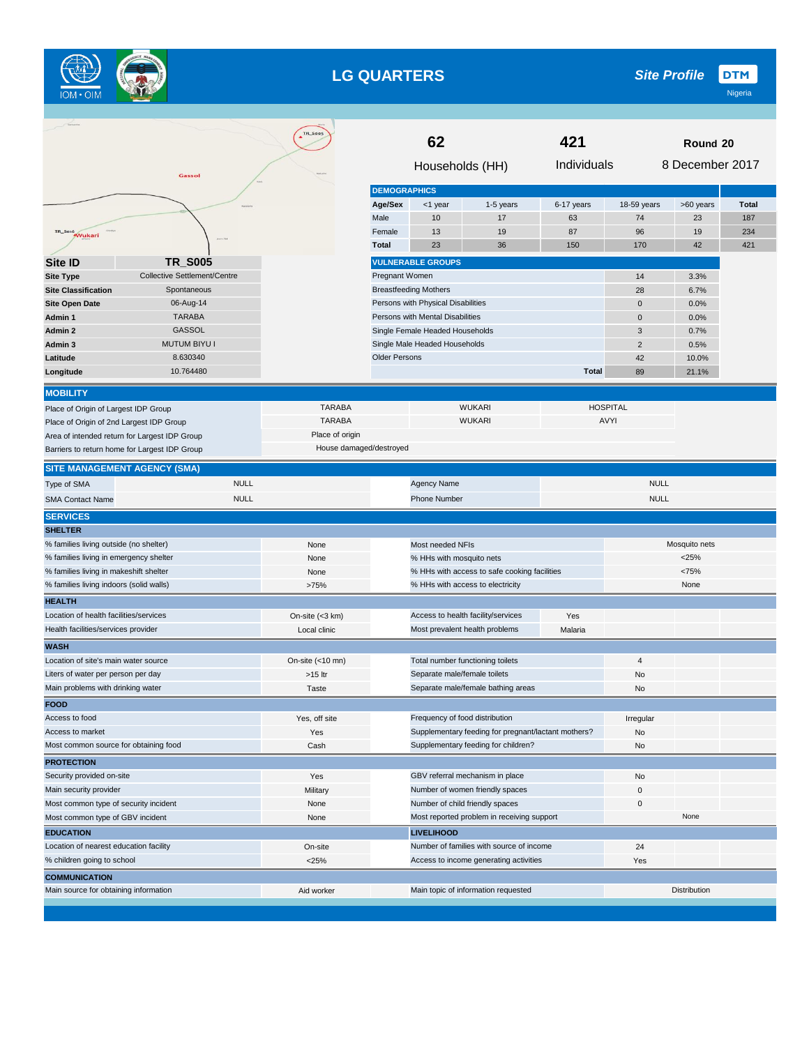# LG QUARTERS

**Site Profile** DTM Nigeria

| 62 | 421 | Round 20 |
|---|---|---|
| Households (HH) | Individuals | 8 December 2017 |

| Site ID | TR_S005 |
|---|---|
| Site Type | Collective Settlement/Centre |
| Site Classification | Spontaneous |
| Site Open Date | 06-Aug-14 |
| Admin 1 | TARABA |
| Admin 2 | GASSOL |
| Admin 3 | MUTUM BIYU I |
| Latitude | 8.630340 |
| Longitude | 10.764480 |

## DEMOGRAPHICS

| Age/Sex | <1 year | 1-5 years | 6-17 years | 18-59 years | >60 years | Total |
|---|---|---|---|---|---|---|
| Male | 10 | 17 | 63 | 74 | 23 | 187 |
| Female | 13 | 19 | 87 | 96 | 19 | 234 |
| Total | 23 | 36 | 150 | 170 | 42 | 421 |

## VULNERABLE GROUPS

| Group | Number | % |
|---|---|---|
| Pregnant Women | 14 | 3.3% |
| Breastfeeding Mothers | 28 | 6.7% |
| Persons with Physical Disabilities | 0 | 0.0% |
| Persons with Mental Disabilities | 0 | 0.0% |
| Single Female Headed Households | 3 | 0.7% |
| Single Male Headed Households | 2 | 0.5% |
| Older Persons | 42 | 10.0% |
| Total | 89 | 21.1% |

## MOBILITY

| | | | |
|---|---|---|---|
| Place of Origin of Largest IDP Group | TARABA | WUKARI | HOSPITAL |
| Place of Origin of 2nd Largest IDP Group | TARABA | WUKARI | AVYI |
| Area of intended return for Largest IDP Group | Place of origin | | |
| Barriers to return home for Largest IDP Group | House damaged/destroyed | | |

## SITE MANAGEMENT AGENCY (SMA)

| | | | |
|---|---|---|---|
| Type of SMA | NULL | Agency Name | NULL |
| SMA Contact Name | NULL | Phone Number | NULL |

## SERVICES

### SHELTER

| | | | |
|---|---|---|---|
| % families living outside (no shelter) | None | Most needed NFIs | Mosquito nets |
| % families living in emergency shelter | None | % HHs with mosquito nets | <25% |
| % families living in makeshift shelter | None | % HHs with access to safe cooking facilities | <75% |
| % families living indoors (solid walls) | >75% | % HHs with access to electricity | None |

### HEALTH

| | | | |
|---|---|---|---|
| Location of health facilities/services | On-site (<3 km) | Access to health facility/services | Yes |
| Health facilities/services provider | Local clinic | Most prevalent health problems | Malaria |

### WASH

| | | | |
|---|---|---|---|
| Location of site's main water source | On-site (<10 mn) | Total number functioning toilets | 4 |
| Liters of water per person per day | >15 ltr | Separate male/female toilets | No |
| Main problems with drinking water | Taste | Separate male/female bathing areas | No |

### FOOD

| | | | |
|---|---|---|---|
| Access to food | Yes, off site | Frequency of food distribution | Irregular |
| Access to market | Yes | Supplementary feeding for pregnant/lactant mothers? | No |
| Most common source for obtaining food | Cash | Supplementary feeding for children? | No |

### PROTECTION

| | | | |
|---|---|---|---|
| Security provided on-site | Yes | GBV referral mechanism in place | No |
| Main security provider | Military | Number of women friendly spaces | 0 |
| Most common type of security incident | None | Number of child friendly spaces | 0 |
| Most common type of GBV incident | None | Most reported problem in receiving support | None |

### EDUCATION

| | |
|---|---|
| Location of nearest education facility | On-site |
| % children going to school | <25% |

### LIVELIHOOD

| | |
|---|---|
| Number of families with source of income | 24 |
| Access to income generating activities | Yes |

### COMMUNICATION

| | | | |
|---|---|---|---|
| Main source for obtaining information | Aid worker | Main topic of information requested | Distribution |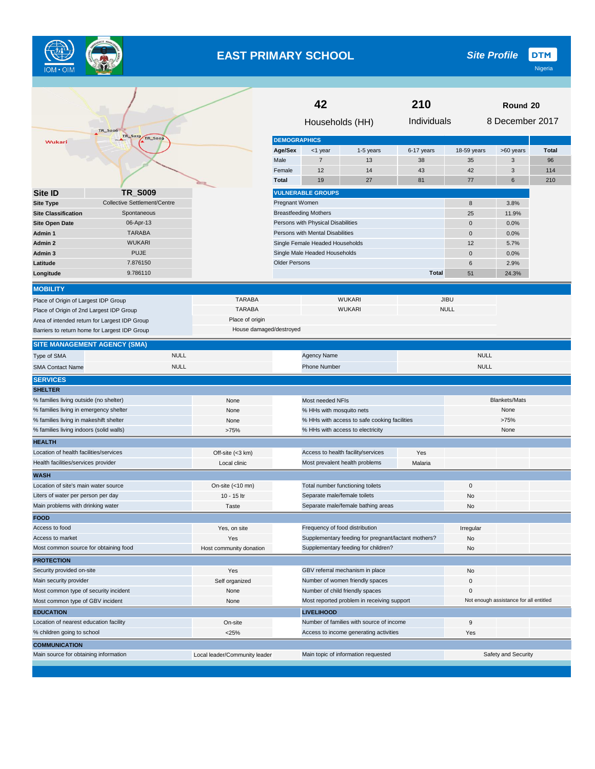# EAST PRIMARY SCHOOL

**Site Profile** DTM Nigeria

| 42 | 210 | Round 20 |
|---|---|---|
| Households (HH) | Individuals | 8 December 2017 |

| Site ID | TR_S009 |
|---|---|
| Site Type | Collective Settlement/Centre |
| Site Classification | Spontaneous |
| Site Open Date | 06-Apr-13 |
| Admin 1 | TARABA |
| Admin 2 | WUKARI |
| Admin 3 | PUJE |
| Latitude | 7.876150 |
| Longitude | 9.786110 |

## DEMOGRAPHICS

| Age/Sex | <1 year | 1-5 years | 6-17 years | 18-59 years | >60 years | Total |
|---|---|---|---|---|---|---|
| Male | 7 | 13 | 38 | 35 | 3 | 96 |
| Female | 12 | 14 | 43 | 42 | 3 | 114 |
| Total | 19 | 27 | 81 | 77 | 6 | 210 |

## VULNERABLE GROUPS

| | | |
|---|---|---|
| Pregnant Women | 8 | 3.8% |
| Breastfeeding Mothers | 25 | 11.9% |
| Persons with Physical Disabilities | 0 | 0.0% |
| Persons with Mental Disabilities | 0 | 0.0% |
| Single Female Headed Households | 12 | 5.7% |
| Single Male Headed Households | 0 | 0.0% |
| Older Persons | 6 | 2.9% |
| **Total** | 51 | 24.3% |

## MOBILITY

| | | | |
|---|---|---|---|
| Place of Origin of Largest IDP Group | TARABA | WUKARI | JIBU |
| Place of Origin of 2nd Largest IDP Group | TARABA | WUKARI | NULL |
| Area of intended return for Largest IDP Group | Place of origin | | |
| Barriers to return home for Largest IDP Group | House damaged/destroyed | | |

## SITE MANAGEMENT AGENCY (SMA)

| | | | |
|---|---|---|---|
| Type of SMA | NULL | Agency Name | NULL |
| SMA Contact Name | NULL | Phone Number | NULL |

## SERVICES

### SHELTER

| | | | |
|---|---|---|---|
| % families living outside (no shelter) | None | Most needed NFIs | Blankets/Mats |
| % families living in emergency shelter | None | % HHs with mosquito nets | None |
| % families living in makeshift shelter | None | % HHs with access to safe cooking facilities | >75% |
| % families living indoors (solid walls) | >75% | % HHs with access to electricity | None |

### HEALTH

| | | | |
|---|---|---|---|
| Location of health facilities/services | Off-site (<3 km) | Access to health facility/services | Yes |
| Health facilities/services provider | Local clinic | Most prevalent health problems | Malaria |

### WASH

| | | | |
|---|---|---|---|
| Location of site's main water source | On-site (<10 mn) | Total number functioning toilets | 0 |
| Liters of water per person per day | 10 - 15 ltr | Separate male/female toilets | No |
| Main problems with drinking water | Taste | Separate male/female bathing areas | No |

### FOOD

| | | | |
|---|---|---|---|
| Access to food | Yes, on site | Frequency of food distribution | Irregular |
| Access to market | Yes | Supplementary feeding for pregnant/lactant mothers? | No |
| Most common source for obtaining food | Host community donation | Supplementary feeding for children? | No |

### PROTECTION

| | | | |
|---|---|---|---|
| Security provided on-site | Yes | GBV referral mechanism in place | No |
| Main security provider | Self organized | Number of women friendly spaces | 0 |
| Most common type of security incident | None | Number of child friendly spaces | 0 |
| Most common type of GBV incident | None | Most reported problem in receiving support | Not enough assistance for all entitled |

### EDUCATION / LIVELIHOOD

| | | | |
|---|---|---|---|
| Location of nearest education facility | On-site | Number of families with source of income | 9 |
| % children going to school | <25% | Access to income generating activities | Yes |

### COMMUNICATION

| | | | |
|---|---|---|---|
| Main source for obtaining information | Local leader/Community leader | Main topic of information requested | Safety and Security |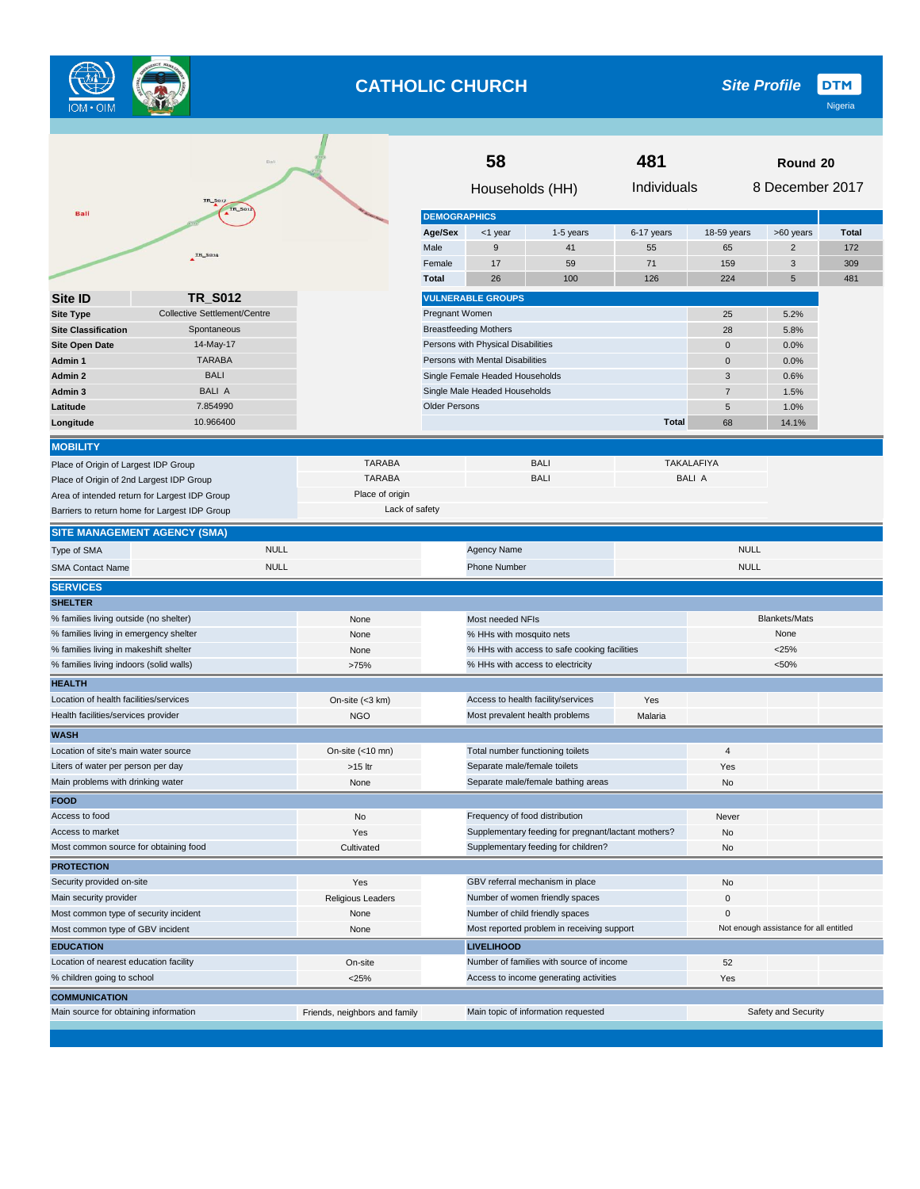# CATHOLIC CHURCH

**Site Profile** DTM Nigeria

| 58 | 481 | Round 20 |
|---|---|---|
| Households (HH) | Individuals | 8 December 2017 |

| Site ID | TR_S012 |
|---|---|
| Site Type | Collective Settlement/Centre |
| Site Classification | Spontaneous |
| Site Open Date | 14-May-17 |
| Admin 1 | TARABA |
| Admin 2 | BALI |
| Admin 3 | BALI A |
| Latitude | 7.854990 |
| Longitude | 10.966400 |

## DEMOGRAPHICS

| Age/Sex | <1 year | 1-5 years | 6-17 years | 18-59 years | >60 years | Total |
|---|---|---|---|---|---|---|
| Male | 9 | 41 | 55 | 65 | 2 | 172 |
| Female | 17 | 59 | 71 | 159 | 3 | 309 |
| Total | 26 | 100 | 126 | 224 | 5 | 481 |

## VULNERABLE GROUPS

| | | |
|---|---|---|
| Pregnant Women | 25 | 5.2% |
| Breastfeeding Mothers | 28 | 5.8% |
| Persons with Physical Disabilities | 0 | 0.0% |
| Persons with Mental Disabilities | 0 | 0.0% |
| Single Female Headed Households | 3 | 0.6% |
| Single Male Headed Households | 7 | 1.5% |
| Older Persons | 5 | 1.0% |
| Total | 68 | 14.1% |

## MOBILITY

| | | | |
|---|---|---|---|
| Place of Origin of Largest IDP Group | TARABA | BALI | TAKALAFIYA |
| Place of Origin of 2nd Largest IDP Group | TARABA | BALI | BALI A |
| Area of intended return for Largest IDP Group | Place of origin | | |
| Barriers to return home for Largest IDP Group | Lack of safety | | |

## SITE MANAGEMENT AGENCY (SMA)

| | | | |
|---|---|---|---|
| Type of SMA | NULL | Agency Name | NULL |
| SMA Contact Name | NULL | Phone Number | NULL |

## SERVICES

### SHELTER

| | | | |
|---|---|---|---|
| % families living outside (no shelter) | None | Most needed NFIs | Blankets/Mats |
| % families living in emergency shelter | None | % HHs with mosquito nets | None |
| % families living in makeshift shelter | None | % HHs with access to safe cooking facilities | <25% |
| % families living indoors (solid walls) | >75% | % HHs with access to electricity | <50% |

### HEALTH

| | | | |
|---|---|---|---|
| Location of health facilities/services | On-site (<3 km) | Access to health facility/services | Yes |
| Health facilities/services provider | NGO | Most prevalent health problems | Malaria |

### WASH

| | | | |
|---|---|---|---|
| Location of site's main water source | On-site (<10 mn) | Total number functioning toilets | 4 |
| Liters of water per person per day | >15 ltr | Separate male/female toilets | Yes |
| Main problems with drinking water | None | Separate male/female bathing areas | No |

### FOOD

| | | | |
|---|---|---|---|
| Access to food | No | Frequency of food distribution | Never |
| Access to market | Yes | Supplementary feeding for pregnant/lactant mothers? | No |
| Most common source for obtaining food | Cultivated | Supplementary feeding for children? | No |

### PROTECTION

| | | | |
|---|---|---|---|
| Security provided on-site | Yes | GBV referral mechanism in place | No |
| Main security provider | Religious Leaders | Number of women friendly spaces | 0 |
| Most common type of security incident | None | Number of child friendly spaces | 0 |
| Most common type of GBV incident | None | Most reported problem in receiving support | Not enough assistance for all entitled |

### EDUCATION

| | |
|---|---|
| Location of nearest education facility | On-site |
| % children going to school | <25% |

### LIVELIHOOD

| | |
|---|---|
| Number of families with source of income | 52 |
| Access to income generating activities | Yes |

### COMMUNICATION

| | | | |
|---|---|---|---|
| Main source for obtaining information | Friends, neighbors and family | Main topic of information requested | Safety and Security |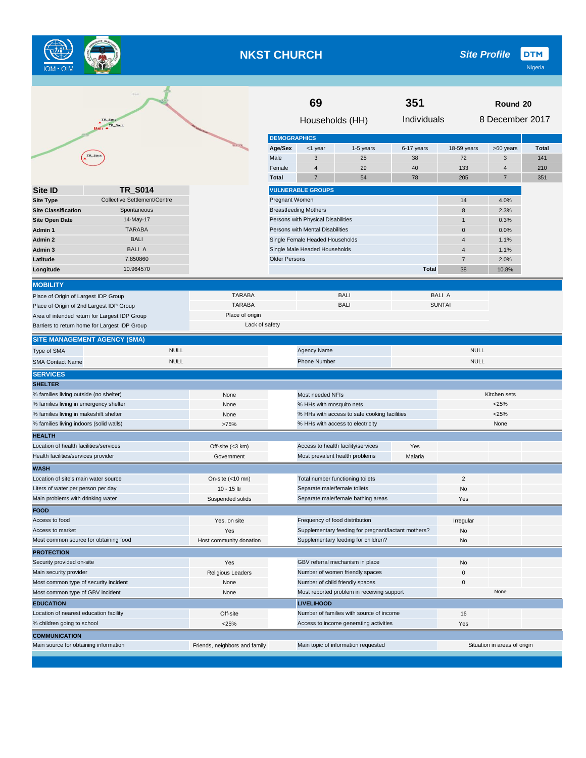# NKST CHURCH

**Site Profile** DTM Nigeria

| 69 | 351 | Round 20 |
|---|---|---|
| Households (HH) | Individuals | 8 December 2017 |

**DEMOGRAPHICS**

| Age/Sex | <1 year | 1-5 years | 6-17 years | 18-59 years | >60 years | Total |
|---|---|---|---|---|---|---|
| Male | 3 | 25 | 38 | 72 | 3 | 141 |
| Female | 4 | 29 | 40 | 133 | 4 | 210 |
| Total | 7 | 54 | 78 | 205 | 7 | 351 |

| Site ID | TR_S014 |
|---|---|
| Site Type | Collective Settlement/Centre |
| Site Classification | Spontaneous |
| Site Open Date | 14-May-17 |
| Admin 1 | TARABA |
| Admin 2 | BALI |
| Admin 3 | BALI A |
| Latitude | 7.850860 |
| Longitude | 10.964570 |

**VULNERABLE GROUPS**

| | | |
|---|---|---|
| Pregnant Women | 14 | 4.0% |
| Breastfeeding Mothers | 8 | 2.3% |
| Persons with Physical Disabilities | 1 | 0.3% |
| Persons with Mental Disabilities | 0 | 0.0% |
| Single Female Headed Households | 4 | 1.1% |
| Single Male Headed Households | 4 | 1.1% |
| Older Persons | 7 | 2.0% |
| Total | 38 | 10.8% |

## MOBILITY

| | | | |
|---|---|---|---|
| Place of Origin of Largest IDP Group | TARABA | BALI | BALI A |
| Place of Origin of 2nd Largest IDP Group | TARABA | BALI | SUNTAI |
| Area of intended return for Largest IDP Group | Place of origin | | |
| Barriers to return home for Largest IDP Group | Lack of safety | | |

## SITE MANAGEMENT AGENCY (SMA)

| | | | |
|---|---|---|---|
| Type of SMA | NULL | Agency Name | NULL |
| SMA Contact Name | NULL | Phone Number | NULL |

## SERVICES

### SHELTER

| | | | |
|---|---|---|---|
| % families living outside (no shelter) | None | Most needed NFIs | Kitchen sets |
| % families living in emergency shelter | None | % HHs with mosquito nets | <25% |
| % families living in makeshift shelter | None | % HHs with access to safe cooking facilities | <25% |
| % families living indoors (solid walls) | >75% | % HHs with access to electricity | None |

### HEALTH

| | | | |
|---|---|---|---|
| Location of health facilities/services | Off-site (<3 km) | Access to health facility/services | Yes |
| Health facilities/services provider | Government | Most prevalent health problems | Malaria |

### WASH

| | | | |
|---|---|---|---|
| Location of site's main water source | On-site (<10 mn) | Total number functioning toilets | 2 |
| Liters of water per person per day | 10 - 15 ltr | Separate male/female toilets | No |
| Main problems with drinking water | Suspended solids | Separate male/female bathing areas | Yes |

### FOOD

| | | | |
|---|---|---|---|
| Access to food | Yes, on site | Frequency of food distribution | Irregular |
| Access to market | Yes | Supplementary feeding for pregnant/lactant mothers? | No |
| Most common source for obtaining food | Host community donation | Supplementary feeding for children? | No |

### PROTECTION

| | | | |
|---|---|---|---|
| Security provided on-site | Yes | GBV referral mechanism in place | No |
| Main security provider | Religious Leaders | Number of women friendly spaces | 0 |
| Most common type of security incident | None | Number of child friendly spaces | 0 |
| Most common type of GBV incident | None | Most reported problem in receiving support | None |

### EDUCATION / LIVELIHOOD

| EDUCATION | | LIVELIHOOD | |
|---|---|---|---|
| Location of nearest education facility | Off-site | Number of families with source of income | 16 |
| % children going to school | <25% | Access to income generating activities | Yes |

### COMMUNICATION

| | | | |
|---|---|---|---|
| Main source for obtaining information | Friends, neighbors and family | Main topic of information requested | Situation in areas of origin |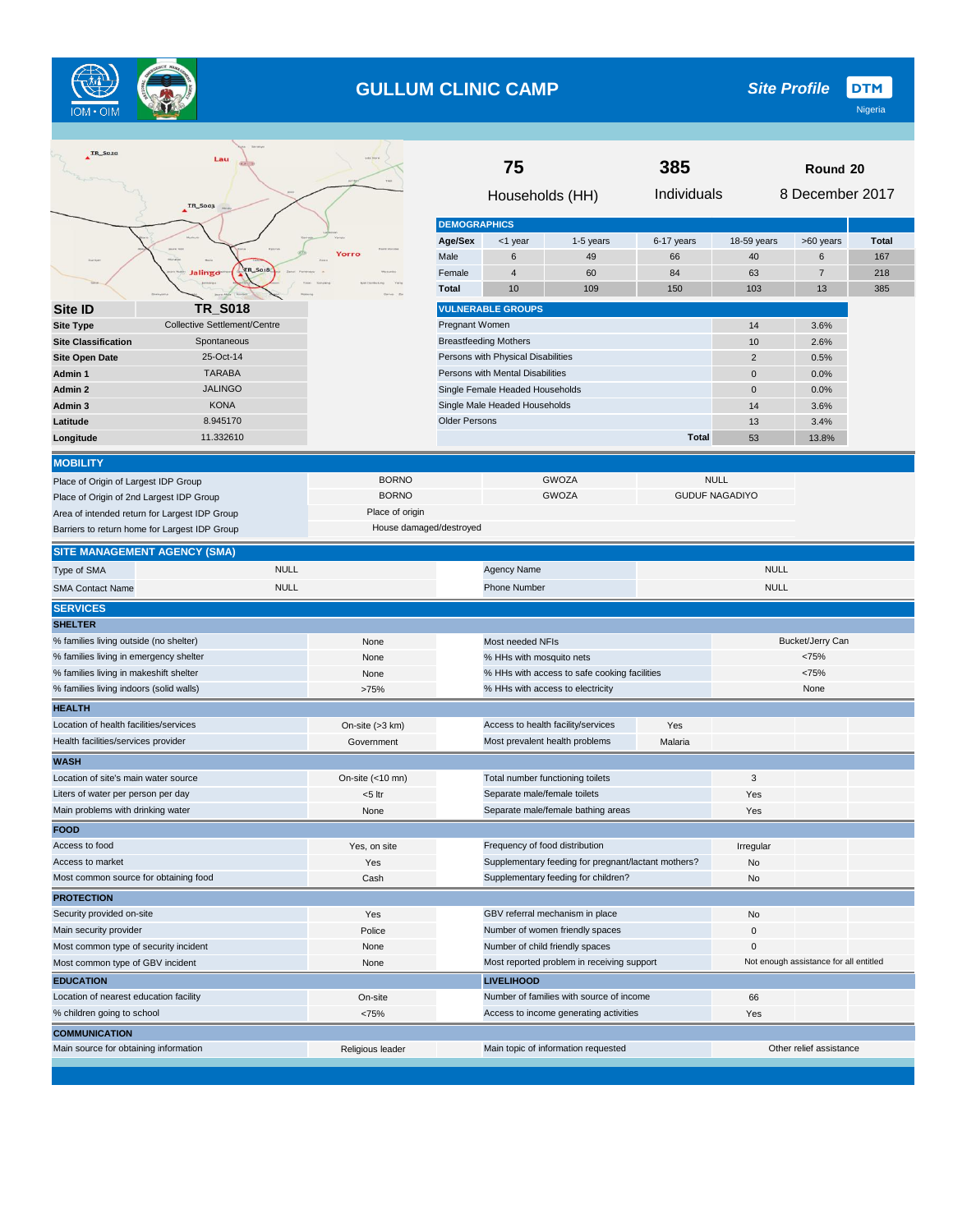# GULLUM CLINIC CAMP

**Site Profile** — DTM Nigeria

| 75 | 385 | Round 20 |
|---|---|---|
| Households (HH) | Individuals | 8 December 2017 |

| Site ID | TR_S018 |
|---|---|
| Site Type | Collective Settlement/Centre |
| Site Classification | Spontaneous |
| Site Open Date | 25-Oct-14 |
| Admin 1 | TARABA |
| Admin 2 | JALINGO |
| Admin 3 | KONA |
| Latitude | 8.945170 |
| Longitude | 11.332610 |

## DEMOGRAPHICS

| Age/Sex | <1 year | 1-5 years | 6-17 years | 18-59 years | >60 years | Total |
|---|---|---|---|---|---|---|
| Male | 6 | 49 | 66 | 40 | 6 | 167 |
| Female | 4 | 60 | 84 | 63 | 7 | 218 |
| Total | 10 | 109 | 150 | 103 | 13 | 385 |

## VULNERABLE GROUPS

| | | |
|---|---|---|
| Pregnant Women | 14 | 3.6% |
| Breastfeeding Mothers | 10 | 2.6% |
| Persons with Physical Disabilities | 2 | 0.5% |
| Persons with Mental Disabilities | 0 | 0.0% |
| Single Female Headed Households | 0 | 0.0% |
| Single Male Headed Households | 14 | 3.6% |
| Older Persons | 13 | 3.4% |
| **Total** | 53 | 13.8% |

## MOBILITY

| | | | |
|---|---|---|---|
| Place of Origin of Largest IDP Group | BORNO | GWOZA | NULL |
| Place of Origin of 2nd Largest IDP Group | BORNO | GWOZA | GUDUF NAGADIYO |
| Area of intended return for Largest IDP Group | Place of origin | | |
| Barriers to return home for Largest IDP Group | House damaged/destroyed | | |

## SITE MANAGEMENT AGENCY (SMA)

| | | | |
|---|---|---|---|
| Type of SMA | NULL | Agency Name | NULL |
| SMA Contact Name | NULL | Phone Number | NULL |

## SERVICES

### SHELTER

| | | | |
|---|---|---|---|
| % families living outside (no shelter) | None | Most needed NFIs | Bucket/Jerry Can |
| % families living in emergency shelter | None | % HHs with mosquito nets | <75% |
| % families living in makeshift shelter | None | % HHs with access to safe cooking facilities | <75% |
| % families living indoors (solid walls) | >75% | % HHs with access to electricity | None |

### HEALTH

| | | | |
|---|---|---|---|
| Location of health facilities/services | On-site (>3 km) | Access to health facility/services | Yes |
| Health facilities/services provider | Government | Most prevalent health problems | Malaria |

### WASH

| | | | |
|---|---|---|---|
| Location of site's main water source | On-site (<10 mn) | Total number functioning toilets | 3 |
| Liters of water per person per day | <5 ltr | Separate male/female toilets | Yes |
| Main problems with drinking water | None | Separate male/female bathing areas | Yes |

### FOOD

| | | | |
|---|---|---|---|
| Access to food | Yes, on site | Frequency of food distribution | Irregular |
| Access to market | Yes | Supplementary feeding for pregnant/lactant mothers? | No |
| Most common source for obtaining food | Cash | Supplementary feeding for children? | No |

### PROTECTION

| | | | |
|---|---|---|---|
| Security provided on-site | Yes | GBV referral mechanism in place | No |
| Main security provider | Police | Number of women friendly spaces | 0 |
| Most common type of security incident | None | Number of child friendly spaces | 0 |
| Most common type of GBV incident | None | Most reported problem in receiving support | Not enough assistance for all entitled |

### EDUCATION / LIVELIHOOD

| EDUCATION | | LIVELIHOOD | |
|---|---|---|---|
| Location of nearest education facility | On-site | Number of families with source of income | 66 |
| % children going to school | <75% | Access to income generating activities | Yes |

### COMMUNICATION

| | | | |
|---|---|---|---|
| Main source for obtaining information | Religious leader | Main topic of information requested | Other relief assistance |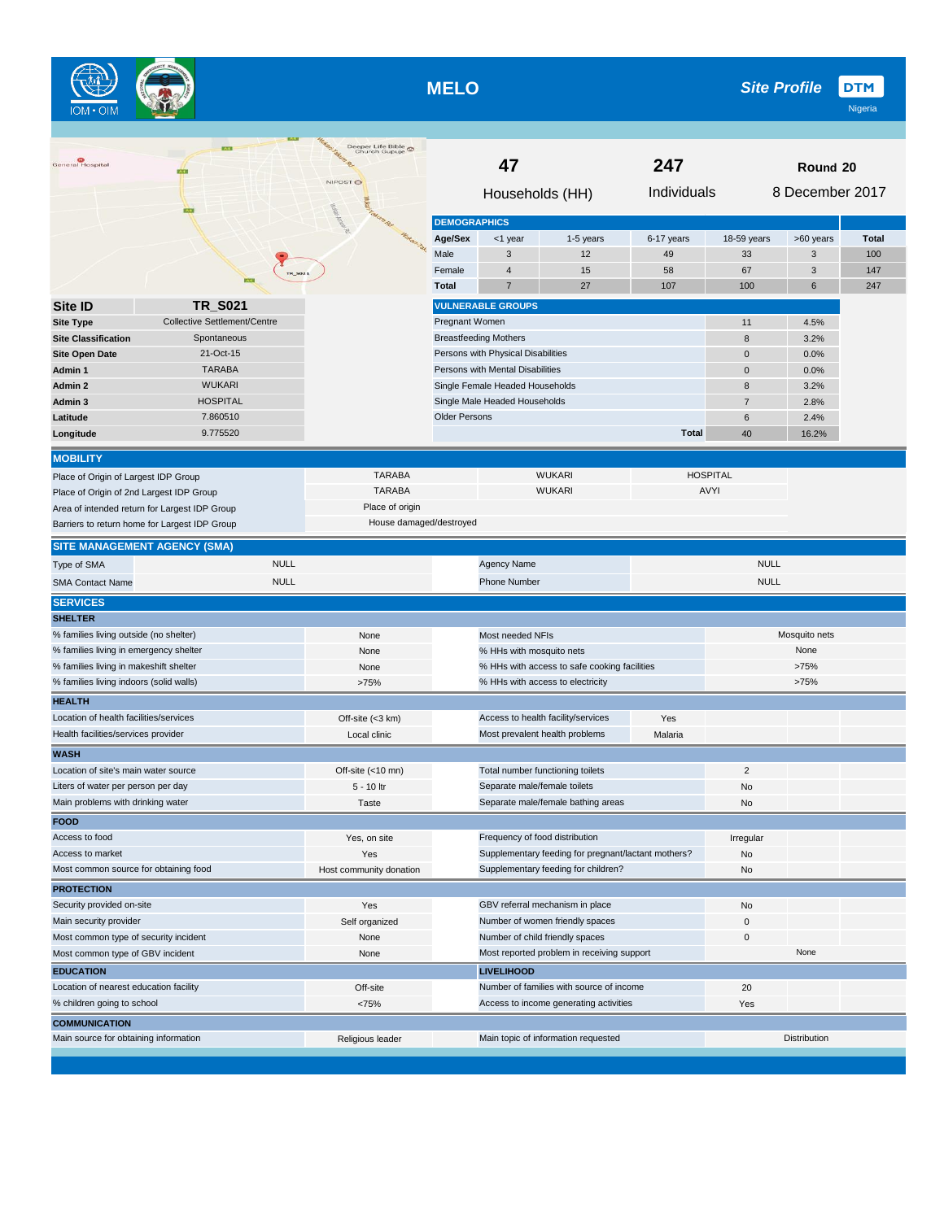# MELO

**Site Profile** DTM Nigeria

**47** Households (HH)

**247** Individuals

**Round 20** 8 December 2017

| Site ID | TR_S021 |
|---|---|
| Site Type | Collective Settlement/Centre |
| Site Classification | Spontaneous |
| Site Open Date | 21-Oct-15 |
| Admin 1 | TARABA |
| Admin 2 | WUKARI |
| Admin 3 | HOSPITAL |
| Latitude | 7.860510 |
| Longitude | 9.775520 |

## DEMOGRAPHICS

| Age/Sex | <1 year | 1-5 years | 6-17 years | 18-59 years | >60 years | Total |
|---|---|---|---|---|---|---|
| Male | 3 | 12 | 49 | 33 | 3 | 100 |
| Female | 4 | 15 | 58 | 67 | 3 | 147 |
| Total | 7 | 27 | 107 | 100 | 6 | 247 |

## VULNERABLE GROUPS

| | | |
|---|---|---|
| Pregnant Women | 11 | 4.5% |
| Breastfeeding Mothers | 8 | 3.2% |
| Persons with Physical Disabilities | 0 | 0.0% |
| Persons with Mental Disabilities | 0 | 0.0% |
| Single Female Headed Households | 8 | 3.2% |
| Single Male Headed Households | 7 | 2.8% |
| Older Persons | 6 | 2.4% |
| Total | 40 | 16.2% |

## MOBILITY

| | | | |
|---|---|---|---|
| Place of Origin of Largest IDP Group | TARABA | WUKARI | HOSPITAL |
| Place of Origin of 2nd Largest IDP Group | TARABA | WUKARI | AVYI |
| Area of intended return for Largest IDP Group | Place of origin | | |
| Barriers to return home for Largest IDP Group | House damaged/destroyed | | |

## SITE MANAGEMENT AGENCY (SMA)

| | | | |
|---|---|---|---|
| Type of SMA | NULL | Agency Name | NULL |
| SMA Contact Name | NULL | Phone Number | NULL |

## SERVICES

### SHELTER

| | | | |
|---|---|---|---|
| % families living outside (no shelter) | None | Most needed NFIs | Mosquito nets |
| % families living in emergency shelter | None | % HHs with mosquito nets | None |
| % families living in makeshift shelter | None | % HHs with access to safe cooking facilities | >75% |
| % families living indoors (solid walls) | >75% | % HHs with access to electricity | >75% |

### HEALTH

| | | | |
|---|---|---|---|
| Location of health facilities/services | Off-site (<3 km) | Access to health facility/services | Yes |
| Health facilities/services provider | Local clinic | Most prevalent health problems | Malaria |

### WASH

| | | | |
|---|---|---|---|
| Location of site's main water source | Off-site (<10 mn) | Total number functioning toilets | 2 |
| Liters of water per person per day | 5 - 10 ltr | Separate male/female toilets | No |
| Main problems with drinking water | Taste | Separate male/female bathing areas | No |

### FOOD

| | | | |
|---|---|---|---|
| Access to food | Yes, on site | Frequency of food distribution | Irregular |
| Access to market | Yes | Supplementary feeding for pregnant/lactant mothers? | No |
| Most common source for obtaining food | Host community donation | Supplementary feeding for children? | No |

### PROTECTION

| | | | |
|---|---|---|---|
| Security provided on-site | Yes | GBV referral mechanism in place | No |
| Main security provider | Self organized | Number of women friendly spaces | 0 |
| Most common type of security incident | None | Number of child friendly spaces | 0 |
| Most common type of GBV incident | None | Most reported problem in receiving support | None |

### EDUCATION / LIVELIHOOD

| EDUCATION | | LIVELIHOOD | |
|---|---|---|---|
| Location of nearest education facility | Off-site | Number of families with source of income | 20 |
| % children going to school | <75% | Access to income generating activities | Yes |

### COMMUNICATION

| | | | |
|---|---|---|---|
| Main source for obtaining information | Religious leader | Main topic of information requested | Distribution |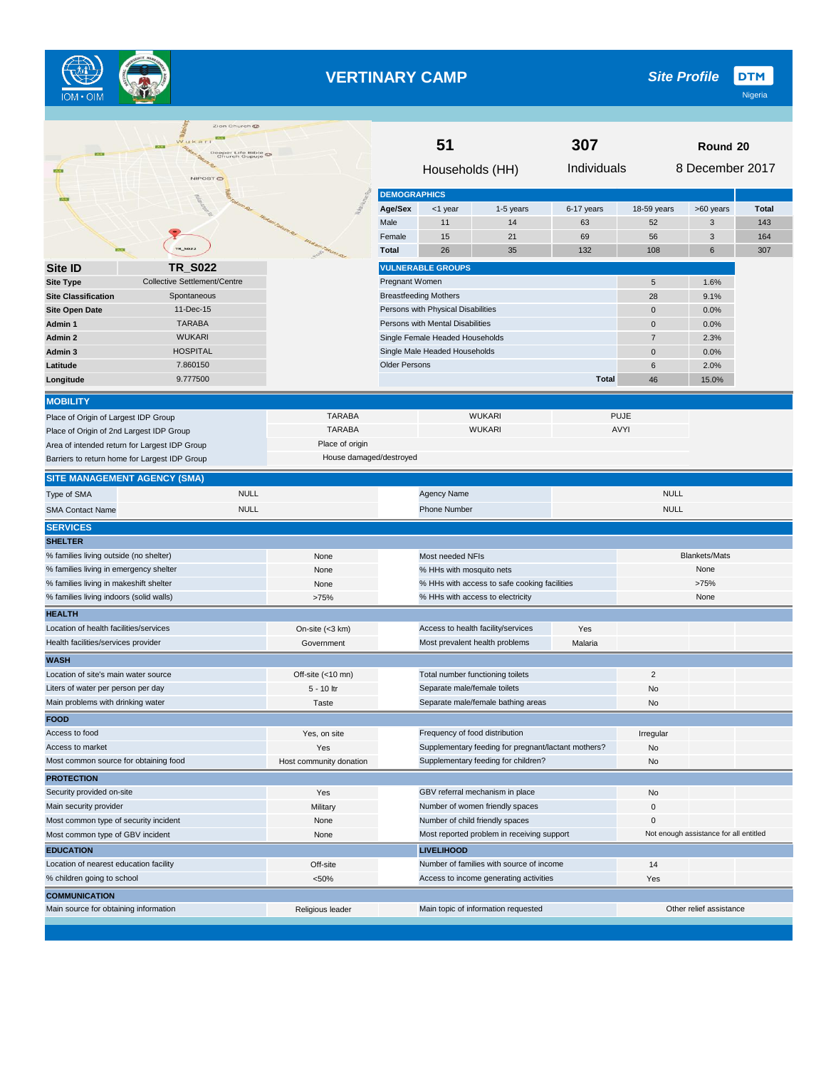# VERTINARY CAMP

**Site Profile** DTM Nigeria

| 51 | 307 | Round 20 |
|---|---|---|
| Households (HH) | Individuals | 8 December 2017 |

| Site ID | TR_S022 |
|---|---|
| Site Type | Collective Settlement/Centre |
| Site Classification | Spontaneous |
| Site Open Date | 11-Dec-15 |
| Admin 1 | TARABA |
| Admin 2 | WUKARI |
| Admin 3 | HOSPITAL |
| Latitude | 7.860150 |
| Longitude | 9.777500 |

## DEMOGRAPHICS

| Age/Sex | <1 year | 1-5 years | 6-17 years | 18-59 years | >60 years | Total |
|---|---|---|---|---|---|---|
| Male | 11 | 14 | 63 | 52 | 3 | 143 |
| Female | 15 | 21 | 69 | 56 | 3 | 164 |
| Total | 26 | 35 | 132 | 108 | 6 | 307 |

## VULNERABLE GROUPS

| | | |
|---|---|---|
| Pregnant Women | 5 | 1.6% |
| Breastfeeding Mothers | 28 | 9.1% |
| Persons with Physical Disabilities | 0 | 0.0% |
| Persons with Mental Disabilities | 0 | 0.0% |
| Single Female Headed Households | 7 | 2.3% |
| Single Male Headed Households | 0 | 0.0% |
| Older Persons | 6 | 2.0% |
| **Total** | 46 | 15.0% |

## MOBILITY

| | | | |
|---|---|---|---|
| Place of Origin of Largest IDP Group | TARABA | WUKARI | PUJE |
| Place of Origin of 2nd Largest IDP Group | TARABA | WUKARI | AVYI |
| Area of intended return for Largest IDP Group | Place of origin | | |
| Barriers to return home for Largest IDP Group | House damaged/destroyed | | |

## SITE MANAGEMENT AGENCY (SMA)

| | | | |
|---|---|---|---|
| Type of SMA | NULL | Agency Name | NULL |
| SMA Contact Name | NULL | Phone Number | NULL |

## SERVICES

### SHELTER

| | | | |
|---|---|---|---|
| % families living outside (no shelter) | None | Most needed NFIs | Blankets/Mats |
| % families living in emergency shelter | None | % HHs with mosquito nets | None |
| % families living in makeshift shelter | None | % HHs with access to safe cooking facilities | >75% |
| % families living indoors (solid walls) | >75% | % HHs with access to electricity | None |

### HEALTH

| | | | |
|---|---|---|---|
| Location of health facilities/services | On-site (<3 km) | Access to health facility/services | Yes |
| Health facilities/services provider | Government | Most prevalent health problems | Malaria |

### WASH

| | | | |
|---|---|---|---|
| Location of site's main water source | Off-site (<10 mn) | Total number functioning toilets | 2 |
| Liters of water per person per day | 5 - 10 ltr | Separate male/female toilets | No |
| Main problems with drinking water | Taste | Separate male/female bathing areas | No |

### FOOD

| | | | |
|---|---|---|---|
| Access to food | Yes, on site | Frequency of food distribution | Irregular |
| Access to market | Yes | Supplementary feeding for pregnant/lactant mothers? | No |
| Most common source for obtaining food | Host community donation | Supplementary feeding for children? | No |

### PROTECTION

| | | | |
|---|---|---|---|
| Security provided on-site | Yes | GBV referral mechanism in place | No |
| Main security provider | Military | Number of women friendly spaces | 0 |
| Most common type of security incident | None | Number of child friendly spaces | 0 |
| Most common type of GBV incident | None | Most reported problem in receiving support | Not enough assistance for all entitled |

### EDUCATION

| | |
|---|---|
| Location of nearest education facility | Off-site |
| % children going to school | <50% |

### LIVELIHOOD

| | |
|---|---|
| Number of families with source of income | 14 |
| Access to income generating activities | Yes |

### COMMUNICATION

| | | | |
|---|---|---|---|
| Main source for obtaining information | Religious leader | Main topic of information requested | Other relief assistance |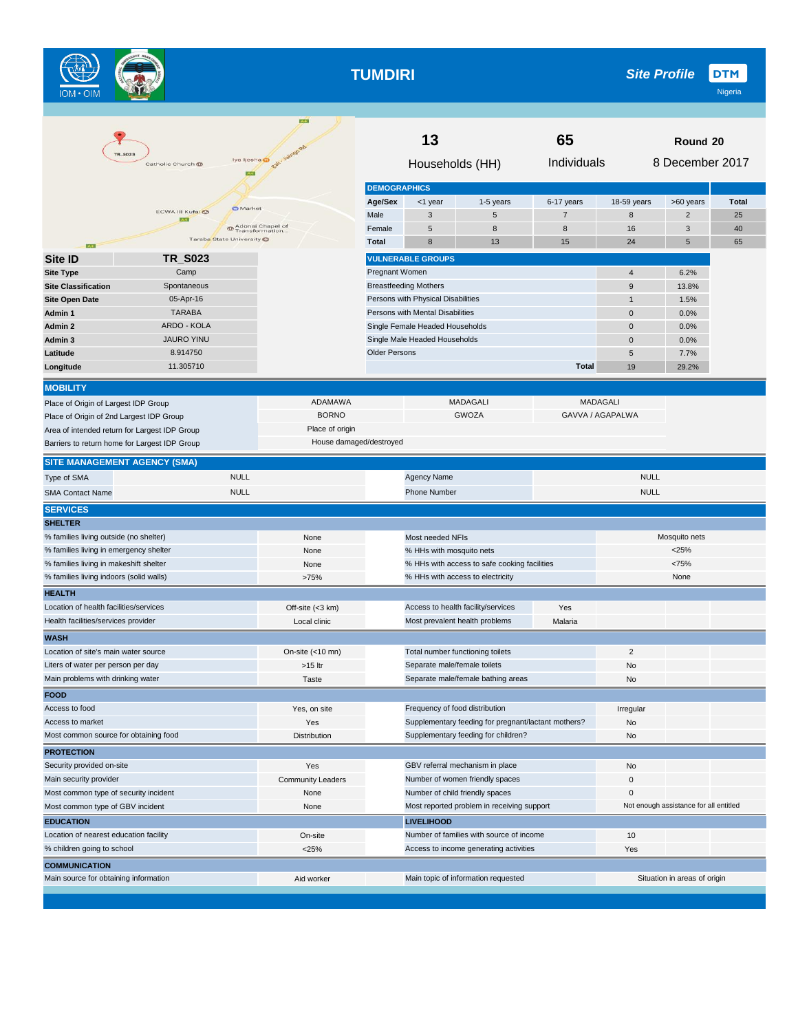# TUMDIRI

**Site Profile** DTM Nigeria

| 13 | 65 | Round 20 |
|---|---|---|
| Households (HH) | Individuals | 8 December 2017 |

## DEMOGRAPHICS

| Age/Sex | <1 year | 1-5 years | 6-17 years | 18-59 years | >60 years | Total |
|---|---|---|---|---|---|---|
| Male | 3 | 5 | 7 | 8 | 2 | 25 |
| Female | 5 | 8 | 8 | 16 | 3 | 40 |
| Total | 8 | 13 | 15 | 24 | 5 | 65 |

| Site ID | TR_S023 |
|---|---|
| Site Type | Camp |
| Site Classification | Spontaneous |
| Site Open Date | 05-Apr-16 |
| Admin 1 | TARABA |
| Admin 2 | ARDO - KOLA |
| Admin 3 | JAURO YINU |
| Latitude | 8.914750 |
| Longitude | 11.305710 |

## VULNERABLE GROUPS

| | | |
|---|---|---|
| Pregnant Women | 4 | 6.2% |
| Breastfeeding Mothers | 9 | 13.8% |
| Persons with Physical Disabilities | 1 | 1.5% |
| Persons with Mental Disabilities | 0 | 0.0% |
| Single Female Headed Households | 0 | 0.0% |
| Single Male Headed Households | 0 | 0.0% |
| Older Persons | 5 | 7.7% |
| Total | 19 | 29.2% |

## MOBILITY

| | | | |
|---|---|---|---|
| Place of Origin of Largest IDP Group | ADAMAWA | MADAGALI | MADAGALI |
| Place of Origin of 2nd Largest IDP Group | BORNO | GWOZA | GAVVA / AGAPALWA |
| Area of intended return for Largest IDP Group | Place of origin | | |
| Barriers to return home for Largest IDP Group | House damaged/destroyed | | |

## SITE MANAGEMENT AGENCY (SMA)

| | | | |
|---|---|---|---|
| Type of SMA | NULL | Agency Name | NULL |
| SMA Contact Name | NULL | Phone Number | NULL |

## SERVICES

### SHELTER

| | | | |
|---|---|---|---|
| % families living outside (no shelter) | None | Most needed NFIs | Mosquito nets |
| % families living in emergency shelter | None | % HHs with mosquito nets | <25% |
| % families living in makeshift shelter | None | % HHs with access to safe cooking facilities | <75% |
| % families living indoors (solid walls) | >75% | % HHs with access to electricity | None |

### HEALTH

| | | | |
|---|---|---|---|
| Location of health facilities/services | Off-site (<3 km) | Access to health facility/services | Yes |
| Health facilities/services provider | Local clinic | Most prevalent health problems | Malaria |

### WASH

| | | | |
|---|---|---|---|
| Location of site's main water source | On-site (<10 mn) | Total number functioning toilets | 2 |
| Liters of water per person per day | >15 ltr | Separate male/female toilets | No |
| Main problems with drinking water | Taste | Separate male/female bathing areas | No |

### FOOD

| | | | |
|---|---|---|---|
| Access to food | Yes, on site | Frequency of food distribution | Irregular |
| Access to market | Yes | Supplementary feeding for pregnant/lactant mothers? | No |
| Most common source for obtaining food | Distribution | Supplementary feeding for children? | No |

### PROTECTION

| | | | |
|---|---|---|---|
| Security provided on-site | Yes | GBV referral mechanism in place | No |
| Main security provider | Community Leaders | Number of women friendly spaces | 0 |
| Most common type of security incident | None | Number of child friendly spaces | 0 |
| Most common type of GBV incident | None | Most reported problem in receiving support | Not enough assistance for all entitled |

### EDUCATION / LIVELIHOOD

| EDUCATION | | LIVELIHOOD | |
|---|---|---|---|
| Location of nearest education facility | On-site | Number of families with source of income | 10 |
| % children going to school | <25% | Access to income generating activities | Yes |

### COMMUNICATION

| | | | |
|---|---|---|---|
| Main source for obtaining information | Aid worker | Main topic of information requested | Situation in areas of origin |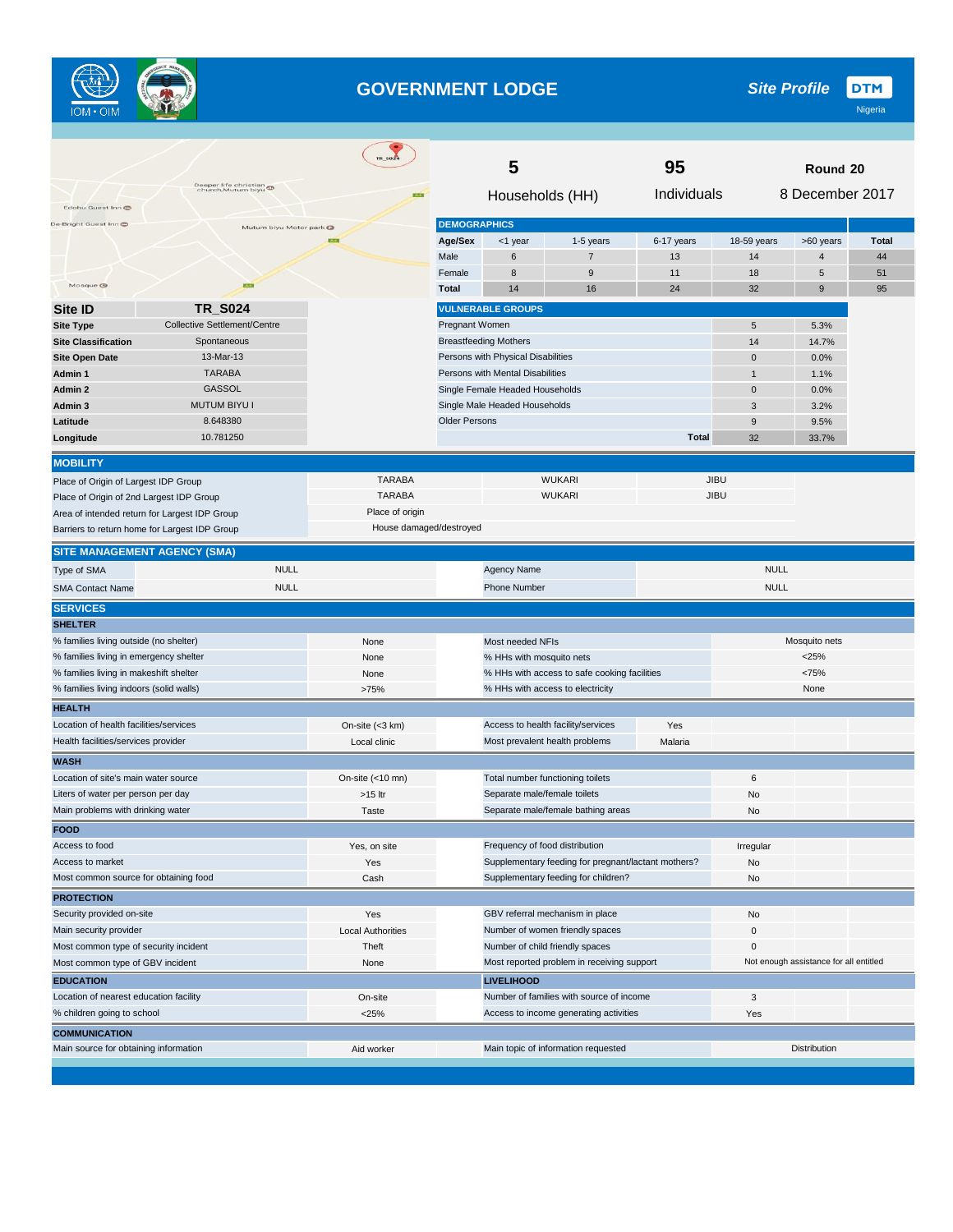# GOVERNMENT LODGE

**Site Profile** — DTM Nigeria

| 5 | 95 | Round 20 |
|---|---|---|
| Households (HH) | Individuals | 8 December 2017 |

| Site ID | TR_S024 |
|---|---|
| Site Type | Collective Settlement/Centre |
| Site Classification | Spontaneous |
| Site Open Date | 13-Mar-13 |
| Admin 1 | TARABA |
| Admin 2 | GASSOL |
| Admin 3 | MUTUM BIYU I |
| Latitude | 8.648380 |
| Longitude | 10.781250 |

## DEMOGRAPHICS

| Age/Sex | <1 year | 1-5 years | 6-17 years | 18-59 years | >60 years | Total |
|---|---|---|---|---|---|---|
| Male | 6 | 7 | 13 | 14 | 4 | 44 |
| Female | 8 | 9 | 11 | 18 | 5 | 51 |
| Total | 14 | 16 | 24 | 32 | 9 | 95 |

## VULNERABLE GROUPS

| | | |
|---|---|---|
| Pregnant Women | 5 | 5.3% |
| Breastfeeding Mothers | 14 | 14.7% |
| Persons with Physical Disabilities | 0 | 0.0% |
| Persons with Mental Disabilities | 1 | 1.1% |
| Single Female Headed Households | 0 | 0.0% |
| Single Male Headed Households | 3 | 3.2% |
| Older Persons | 9 | 9.5% |
| **Total** | 32 | 33.7% |

## MOBILITY

| | | | |
|---|---|---|---|
| Place of Origin of Largest IDP Group | TARABA | WUKARI | JIBU |
| Place of Origin of 2nd Largest IDP Group | TARABA | WUKARI | JIBU |
| Area of intended return for Largest IDP Group | Place of origin | | |
| Barriers to return home for Largest IDP Group | House damaged/destroyed | | |

## SITE MANAGEMENT AGENCY (SMA)

| | | | |
|---|---|---|---|
| Type of SMA | NULL | Agency Name | NULL |
| SMA Contact Name | NULL | Phone Number | NULL |

## SERVICES

### SHELTER

| | | | |
|---|---|---|---|
| % families living outside (no shelter) | None | Most needed NFIs | Mosquito nets |
| % families living in emergency shelter | None | % HHs with mosquito nets | <25% |
| % families living in makeshift shelter | None | % HHs with access to safe cooking facilities | <75% |
| % families living indoors (solid walls) | >75% | % HHs with access to electricity | None |

### HEALTH

| | | | |
|---|---|---|---|
| Location of health facilities/services | On-site (<3 km) | Access to health facility/services | Yes |
| Health facilities/services provider | Local clinic | Most prevalent health problems | Malaria |

### WASH

| | | | |
|---|---|---|---|
| Location of site's main water source | On-site (<10 mn) | Total number functioning toilets | 6 |
| Liters of water per person per day | >15 ltr | Separate male/female toilets | No |
| Main problems with drinking water | Taste | Separate male/female bathing areas | No |

### FOOD

| | | | |
|---|---|---|---|
| Access to food | Yes, on site | Frequency of food distribution | Irregular |
| Access to market | Yes | Supplementary feeding for pregnant/lactant mothers? | No |
| Most common source for obtaining food | Cash | Supplementary feeding for children? | No |

### PROTECTION

| | | | |
|---|---|---|---|
| Security provided on-site | Yes | GBV referral mechanism in place | No |
| Main security provider | Local Authorities | Number of women friendly spaces | 0 |
| Most common type of security incident | Theft | Number of child friendly spaces | 0 |
| Most common type of GBV incident | None | Most reported problem in receiving support | Not enough assistance for all entitled |

### EDUCATION

| | |
|---|---|
| Location of nearest education facility | On-site |
| % children going to school | <25% |

### LIVELIHOOD

| | |
|---|---|
| Number of families with source of income | 3 |
| Access to income generating activities | Yes |

### COMMUNICATION

| | | | |
|---|---|---|---|
| Main source for obtaining information | Aid worker | Main topic of information requested | Distribution |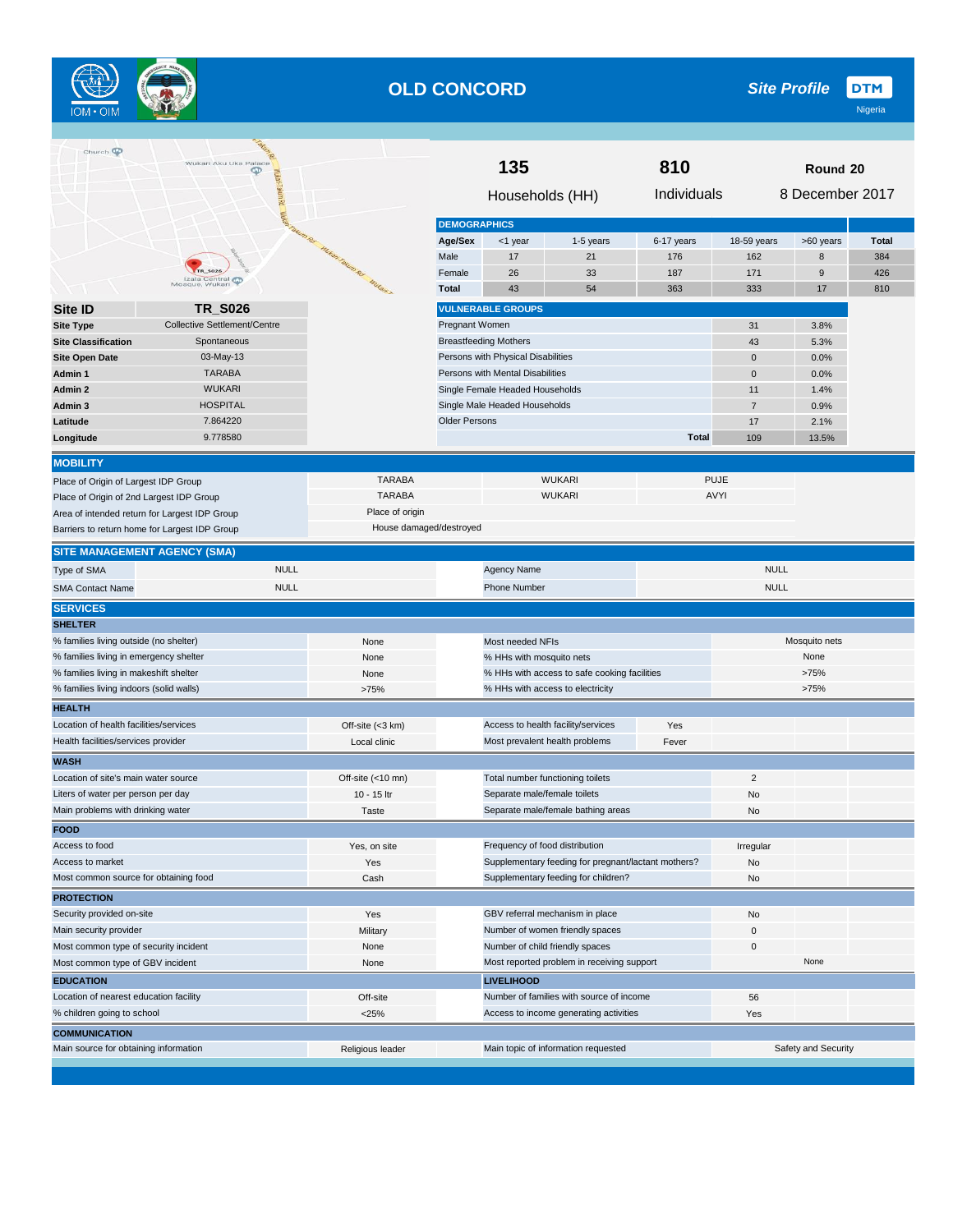# OLD CONCORD

**Site Profile** — DTM Nigeria

| 135 | 810 | Round 20 |
|---|---|---|
| Households (HH) | Individuals | 8 December 2017 |

## DEMOGRAPHICS

| Age/Sex | <1 year | 1-5 years | 6-17 years | 18-59 years | >60 years | Total |
|---|---|---|---|---|---|---|
| Male | 17 | 21 | 176 | 162 | 8 | 384 |
| Female | 26 | 33 | 187 | 171 | 9 | 426 |
| Total | 43 | 54 | 363 | 333 | 17 | 810 |

| | |
|---|---|
| **Site ID** | **TR_S026** |
| **Site Type** | Collective Settlement/Centre |
| **Site Classification** | Spontaneous |
| **Site Open Date** | 03-May-13 |
| **Admin 1** | TARABA |
| **Admin 2** | WUKARI |
| **Admin 3** | HOSPITAL |
| **Latitude** | 7.864220 |
| **Longitude** | 9.778580 |

## VULNERABLE GROUPS

| | | |
|---|---|---|
| Pregnant Women | 31 | 3.8% |
| Breastfeeding Mothers | 43 | 5.3% |
| Persons with Physical Disabilities | 0 | 0.0% |
| Persons with Mental Disabilities | 0 | 0.0% |
| Single Female Headed Households | 11 | 1.4% |
| Single Male Headed Households | 7 | 0.9% |
| Older Persons | 17 | 2.1% |
| **Total** | 109 | 13.5% |

## MOBILITY

| | | | |
|---|---|---|---|
| Place of Origin of Largest IDP Group | TARABA | WUKARI | PUJE |
| Place of Origin of 2nd Largest IDP Group | TARABA | WUKARI | AVYI |
| Area of intended return for Largest IDP Group | Place of origin | | |
| Barriers to return home for Largest IDP Group | House damaged/destroyed | | |

## SITE MANAGEMENT AGENCY (SMA)

| | | | |
|---|---|---|---|
| Type of SMA | NULL | Agency Name | NULL |
| SMA Contact Name | NULL | Phone Number | NULL |

## SERVICES

### SHELTER

| | | | |
|---|---|---|---|
| % families living outside (no shelter) | None | Most needed NFIs | Mosquito nets |
| % families living in emergency shelter | None | % HHs with mosquito nets | None |
| % families living in makeshift shelter | None | % HHs with access to safe cooking facilities | >75% |
| % families living indoors (solid walls) | >75% | % HHs with access to electricity | >75% |

### HEALTH

| | | | |
|---|---|---|---|
| Location of health facilities/services | Off-site (<3 km) | Access to health facility/services | Yes |
| Health facilities/services provider | Local clinic | Most prevalent health problems | Fever |

### WASH

| | | | |
|---|---|---|---|
| Location of site's main water source | Off-site (<10 mn) | Total number functioning toilets | 2 |
| Liters of water per person per day | 10 - 15 ltr | Separate male/female toilets | No |
| Main problems with drinking water | Taste | Separate male/female bathing areas | No |

### FOOD

| | | | |
|---|---|---|---|
| Access to food | Yes, on site | Frequency of food distribution | Irregular |
| Access to market | Yes | Supplementary feeding for pregnant/lactant mothers? | No |
| Most common source for obtaining food | Cash | Supplementary feeding for children? | No |

### PROTECTION

| | | | |
|---|---|---|---|
| Security provided on-site | Yes | GBV referral mechanism in place | No |
| Main security provider | Military | Number of women friendly spaces | 0 |
| Most common type of security incident | None | Number of child friendly spaces | 0 |
| Most common type of GBV incident | None | Most reported problem in receiving support | None |

### EDUCATION / LIVELIHOOD

| | | | |
|---|---|---|---|
| Location of nearest education facility | Off-site | Number of families with source of income | 56 |
| % children going to school | <25% | Access to income generating activities | Yes |

### COMMUNICATION

| | | | |
|---|---|---|---|
| Main source for obtaining information | Religious leader | Main topic of information requested | Safety and Security |